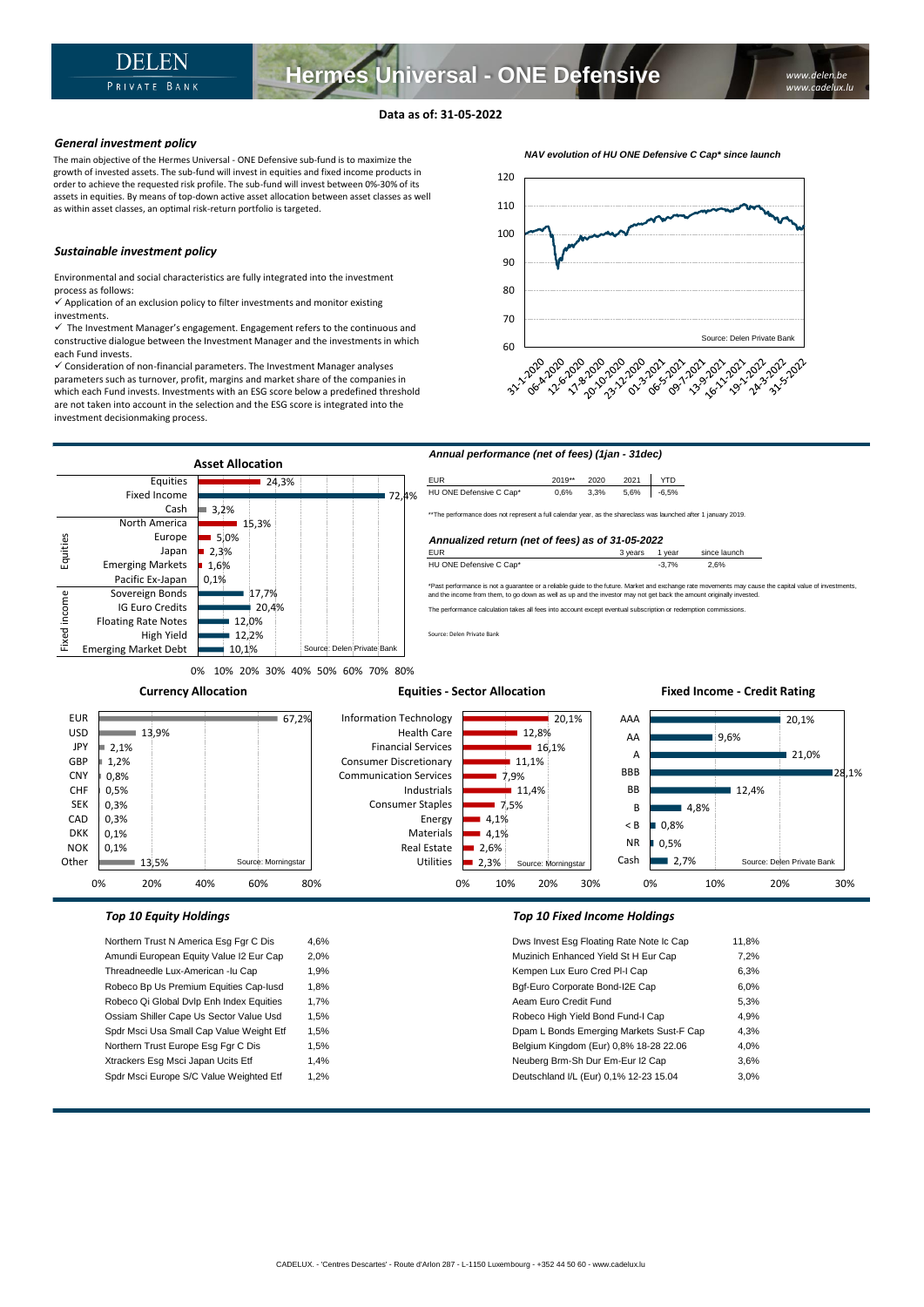# Hermes Universal - ONE Defensive

DELEN PRIVATE BANK

www.delen.be
www.cadelux.lu

**Data as of: 31-05-2022**

### *General investment policy*

The main objective of the Hermes Universal - ONE Defensive sub-fund is to maximize the growth of invested assets. The sub-fund will invest in equities and fixed income products in order to achieve the requested risk profile. The sub-fund will invest between 0%-30% of its assets in equities. By means of top-down active asset allocation between asset classes as well as within asset classes, an optimal risk-return portfolio is targeted.

### *Sustainable investment policy*

Environmental and social characteristics are fully integrated into the investment process as follows:

- ✓ Application of an exclusion policy to filter investments and monitor existing investments.
- ✓ The Investment Manager's engagement. Engagement refers to the continuous and constructive dialogue between the Investment Manager and the investments in which each Fund invests.
- ✓ Consideration of non-financial parameters. The Investment Manager analyses parameters such as turnover, profit, margins and market share of the companies in which each Fund invests. Investments with an ESG score below a predefined threshold are not taken into account in the selection and the ESG score is integrated into the investment decisionmaking process.

*NAV evolution of HU ONE Defensive C Cap\* since launch*

Source: Delen Private Bank

### Asset Allocation

| | | |
|---|---|---|
| | Equities | 24,3% |
| | Fixed Income | 72,4% |
| | Cash | 3,2% |
| Equities | North America | 15,3% |
| | Europe | 5,0% |
| | Japan | 2,3% |
| | Emerging Markets | 1,6% |
| | Pacific Ex-Japan | 0,1% |
| Fixed income | Sovereign Bonds | 17,7% |
| | IG Euro Credits | 20,4% |
| | Floating Rate Notes | 12,0% |
| | High Yield | 12,2% |
| | Emerging Market Debt | 10,1% |

Source: Delen Private Bank

### *Annual performance (net of fees) (1jan - 31dec)*

| EUR | 2019** | 2020 | 2021 | YTD |
|---|---|---|---|---|
| HU ONE Defensive C Cap* | 0,6% | 3,3% | 5,6% | -6,5% |

**The performance does not represent a full calendar year, as the shareclass was launched after 1 january 2019.

### *Annualized return (net of fees) as of 31-05-2022*

| EUR | 3 years | 1 year | since launch |
|---|---|---|---|
| HU ONE Defensive C Cap* | | -3,7% | 2,6% |

*Past performance is not a guarantee or a reliable guide to the future. Market and exchange rate movements may cause the capital value of investments, and the income from them, to go down as well as up and the investor may not get back the amount originally invested.

The performance calculation takes all fees into account except eventual subscription or redemption commissions.

Source: Delen Private Bank

### Currency Allocation

| Currency | % |
|---|---|
| EUR | 67,2% |
| USD | 13,9% |
| JPY | 2,1% |
| GBP | 1,2% |
| CNY | 0,8% |
| CHF | 0,5% |
| SEK | 0,3% |
| CAD | 0,3% |
| DKK | 0,1% |
| NOK | 0,1% |
| Other | 13,5% |

Source: Morningstar

### Equities - Sector Allocation

| Sector | % |
|---|---|
| Information Technology | 20,1% |
| Health Care | 12,8% |
| Financial Services | 16,1% |
| Consumer Discretionary | 11,1% |
| Communication Services | 7,9% |
| Industrials | 11,4% |
| Consumer Staples | 7,5% |
| Energy | 4,1% |
| Materials | 4,1% |
| Real Estate | 2,6% |
| Utilities | 2,3% |

Source: Morningstar

### Fixed Income - Credit Rating

| Rating | % |
|---|---|
| AAA | 20,1% |
| AA | 9,6% |
| A | 21,0% |
| BBB | 28,1% |
| BB | 12,4% |
| B | 4,8% |
| < B | 0,8% |
| NR | 0,5% |
| Cash | 2,7% |

Source: Delen Private Bank

### *Top 10 Equity Holdings*

| | |
|---|---|
| Northern Trust N America Esg Fgr C Dis | 4,6% |
| Amundi European Equity Value I2 Eur Cap | 2,0% |
| Threadneedle Lux-American -Iu Cap | 1,9% |
| Robeco Bp Us Premium Equities Cap-Iusd | 1,8% |
| Robeco Qi Global Dvlp Enh Index Equities | 1,7% |
| Ossiam Shiller Cape Us Sector Value Usd | 1,5% |
| Spdr Msci Usa Small Cap Value Weight Etf | 1,5% |
| Northern Trust Europe Esg Fgr C Dis | 1,5% |
| Xtrackers Esg Msci Japan Ucits Etf | 1,4% |
| Spdr Msci Europe S/C Value Weighted Etf | 1,2% |

### *Top 10 Fixed Income Holdings*

| | |
|---|---|
| Dws Invest Esg Floating Rate Note Ic Cap | 11,8% |
| Muzinich Enhanced Yield St H Eur Cap | 7,2% |
| Kempen Lux Euro Cred PI-I Cap | 6,3% |
| Bgf-Euro Corporate Bond-I2E Cap | 6,0% |
| Aeam Euro Credit Fund | 5,3% |
| Robeco High Yield Bond Fund-I Cap | 4,9% |
| Dpam L Bonds Emerging Markets Sust-F Cap | 4,3% |
| Belgium Kingdom (Eur) 0,8% 18-28 22.06 | 4,0% |
| Neuberg Brm-Sh Dur Em-Eur I2 Cap | 3,6% |
| Deutschland I/L (Eur) 0,1% 12-23 15.04 | 3,0% |

CADELUX. - 'Centres Descartes' - Route d'Arlon 287 - L-1150 Luxembourg - +352 44 50 60 - www.cadelux.lu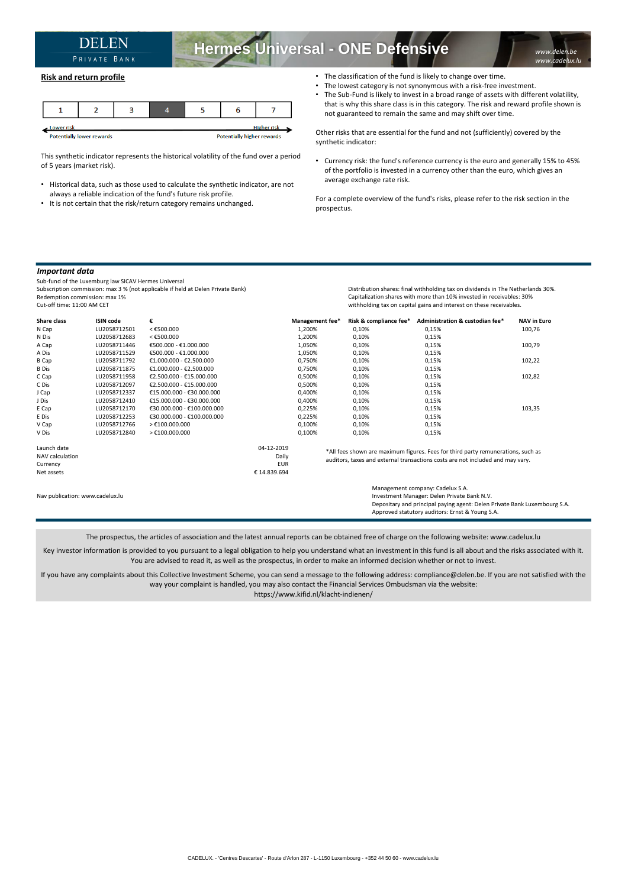DELEN PRIVATE BANK

# Hermes Universal - ONE Defensive

www.delen.be
www.cadelux.lu

## Risk and return profile

| 1 | 2 | 3 | 4 | 5 | 6 | 7 |
|---|---|---|---|---|---|---|

Lower risk — Higher risk
Potentially lower rewards — Potentially higher rewards

This synthetic indicator represents the historical volatility of the fund over a period of 5 years (market risk).

- Historical data, such as those used to calculate the synthetic indicator, are not always a reliable indication of the fund's future risk profile.
- It is not certain that the risk/return category remains unchanged.
- The classification of the fund is likely to change over time.
- The lowest category is not synonymous with a risk-free investment.
- The Sub-Fund is likely to invest in a broad range of assets with different volatility, that is why this share class is in this category. The risk and reward profile shown is not guaranteed to remain the same and may shift over time.

Other risks that are essential for the fund and not (sufficiently) covered by the synthetic indicator:

- Currency risk: the fund's reference currency is the euro and generally 15% to 45% of the portfolio is invested in a currency other than the euro, which gives an average exchange rate risk.

For a complete overview of the fund's risks, please refer to the risk section in the prospectus.

## *Important data*

Sub-fund of the Luxemburg law SICAV Hermes Universal
Subscription commission: max 3 % (not applicable if held at Delen Private Bank)
Redemption commission: max 1%
Cut-off time: 11:00 AM CET

Distribution shares: final withholding tax on dividends in The Netherlands 30%.
Capitalization shares with more than 10% invested in receivables: 30% withholding tax on capital gains and interest on these receivables.

| Share class | ISIN code | € | Management fee* | Risk & compliance fee* | Administration & custodian fee* | NAV in Euro |
|---|---|---|---|---|---|---|
| N Cap | LU2058712501 | < €500.000 | 1,200% | 0,10% | 0,15% | 100,76 |
| N Dis | LU2058712683 | < €500.000 | 1,200% | 0,10% | 0,15% | |
| A Cap | LU2058711446 | €500.000 - €1.000.000 | 1,050% | 0,10% | 0,15% | 100,79 |
| A Dis | LU2058711529 | €500.000 - €1.000.000 | 1,050% | 0,10% | 0,15% | |
| B Cap | LU2058711792 | €1.000.000 - €2.500.000 | 0,750% | 0,10% | 0,15% | 102,22 |
| B Dis | LU2058711875 | €1.000.000 - €2.500.000 | 0,750% | 0,10% | 0,15% | |
| C Cap | LU2058711958 | €2.500.000 - €15.000.000 | 0,500% | 0,10% | 0,15% | 102,82 |
| C Dis | LU2058712097 | €2.500.000 - €15.000.000 | 0,500% | 0,10% | 0,15% | |
| J Cap | LU2058712337 | €15.000.000 - €30.000.000 | 0,400% | 0,10% | 0,15% | |
| J Dis | LU2058712410 | €15.000.000 - €30.000.000 | 0,400% | 0,10% | 0,15% | |
| E Cap | LU2058712170 | €30.000.000 - €100.000.000 | 0,225% | 0,10% | 0,15% | 103,35 |
| E Dis | LU2058712253 | €30.000.000 - €100.000.000 | 0,225% | 0,10% | 0,15% | |
| V Cap | LU2058712766 | > €100.000.000 | 0,100% | 0,10% | 0,15% | |
| V Dis | LU2058712840 | > €100.000.000 | 0,100% | 0,10% | 0,15% | |

| | |
|---|---|
| Launch date | 04-12-2019 |
| NAV calculation | Daily |
| Currency | EUR |
| Net assets | € 14.839.694 |

*All fees shown are maximum figures. Fees for third party remunerations, such as auditors, taxes and external transactions costs are not included and may vary.

Nav publication: www.cadelux.lu

Management company: Cadelux S.A.
Investment Manager: Delen Private Bank N.V.
Depositary and principal paying agent: Delen Private Bank Luxembourg S.A.
Approved statutory auditors: Ernst & Young S.A.

The prospectus, the articles of association and the latest annual reports can be obtained free of charge on the following website: www.cadelux.lu

Key investor information is provided to you pursuant to a legal obligation to help you understand what an investment in this fund is all about and the risks associated with it. You are advised to read it, as well as the prospectus, in order to make an informed decision whether or not to invest.

If you have any complaints about this Collective Investment Scheme, you can send a message to the following address: compliance@delen.be. If you are not satisfied with the way your complaint is handled, you may also contact the Financial Services Ombudsman via the website: https://www.kifid.nl/klacht-indienen/

CADELUX. - 'Centres Descartes' - Route d'Arlon 287 - L-1150 Luxembourg - +352 44 50 60 - www.cadelux.lu